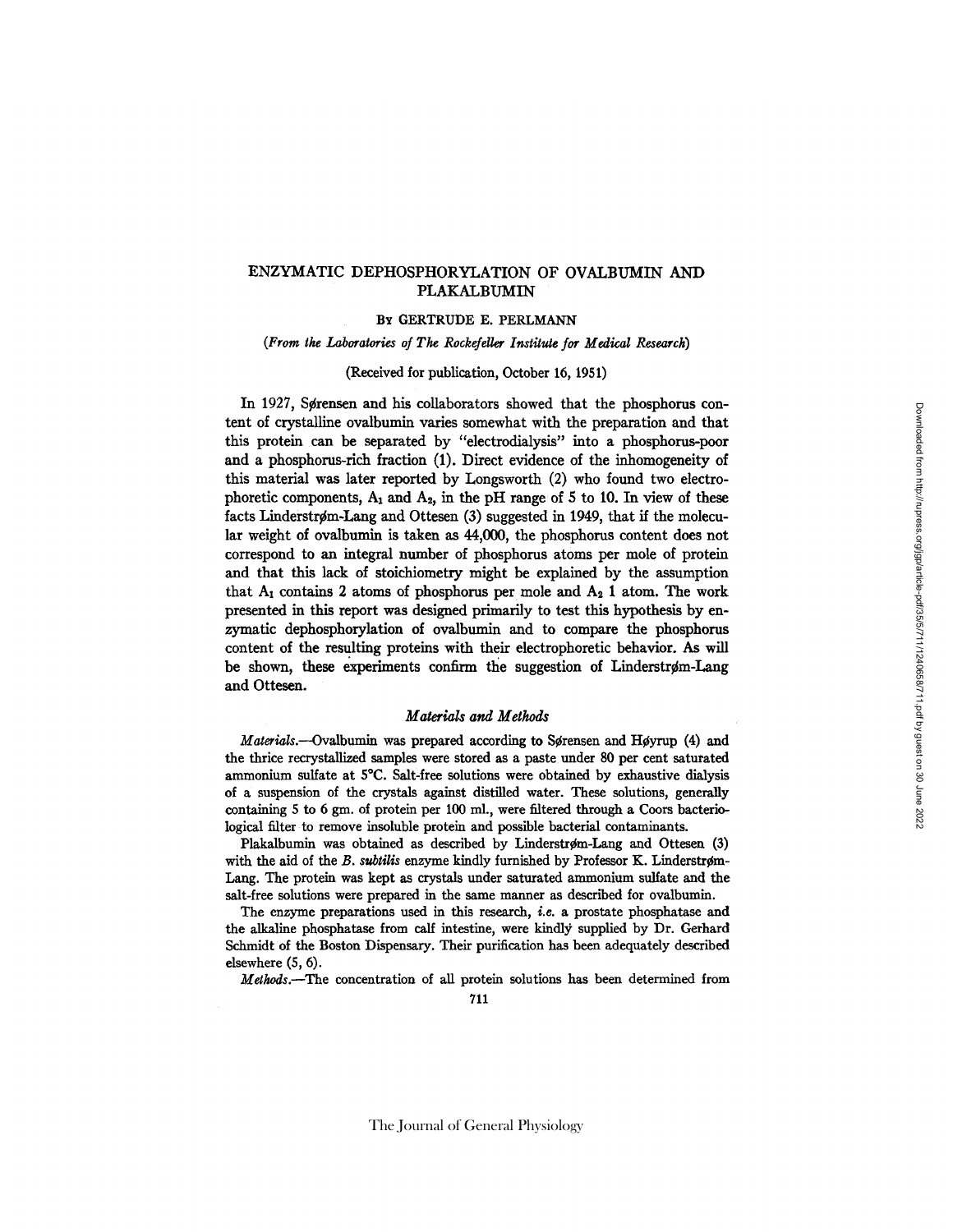# ENZYMATIC DEPHOSPHORYLATION OF OVALBUMIN AND PLAKALBUMIN

By GERTRUDE E. PERLMANN

*(From the Laboratories of The Rockefeller Institute for Medical Research)*

(Received for publication, October 16, 1951)

In 1927, Sørensen and his collaborators showed that the phosphorus content of crystalline ovalbumin varies somewhat with the preparation and that this protein can be separated by "electrodialysis" into a phosphorus-poor and a phosphorus-rich fraction (1). Direct evidence of the inhomogeneity of this material was later reported by Longsworth (2) who found two electrophoretic components, $A_1$ and $A_2$, in the pH range of 5 to 10. In view of these facts Linderstrøm-Lang and Ottesen (3) suggested in 1949, that if the molecular weight of ovalbumin is taken as 44,000, the phosphorus content does not correspond to an integral number of phosphorus atoms per mole of protein and that this lack of stoichiometry might be explained by the assumption that $A_1$ contains 2 atoms of phosphorus per mole and $A_2$ 1 atom. The work presented in this report was designed primarily to test this hypothesis by enzymatic dephosphorylation of ovalbumin and to compare the phosphorus content of the resulting proteins with their electrophoretic behavior. As will be shown, these experiments confirm the suggestion of Linderstrøm-Lang and Ottesen.

## *Materials and Methods*

*Materials.*—Ovalbumin was prepared according to Sørensen and Høyrup (4) and the thrice recrystallized samples were stored as a paste under 80 per cent saturated ammonium sulfate at 5°C. Salt-free solutions were obtained by exhaustive dialysis of a suspension of the crystals against distilled water. These solutions, generally containing 5 to 6 gm. of protein per 100 ml., were filtered through a Coors bacteriological filter to remove insoluble protein and possible bacterial contaminants.

Plakalbumin was obtained as described by Linderstrøm-Lang and Ottesen (3) with the aid of the *B. subtilis* enzyme kindly furnished by Professor K. Linderstrøm-Lang. The protein was kept as crystals under saturated ammonium sulfate and the salt-free solutions were prepared in the same manner as described for ovalbumin.

The enzyme preparations used in this research, *i.e.* a prostate phosphatase and the alkaline phosphatase from calf intestine, were kindly supplied by Dr. Gerhard Schmidt of the Boston Dispensary. Their purification has been adequately described elsewhere (5, 6).

*Methods.*—The concentration of all protein solutions has been determined from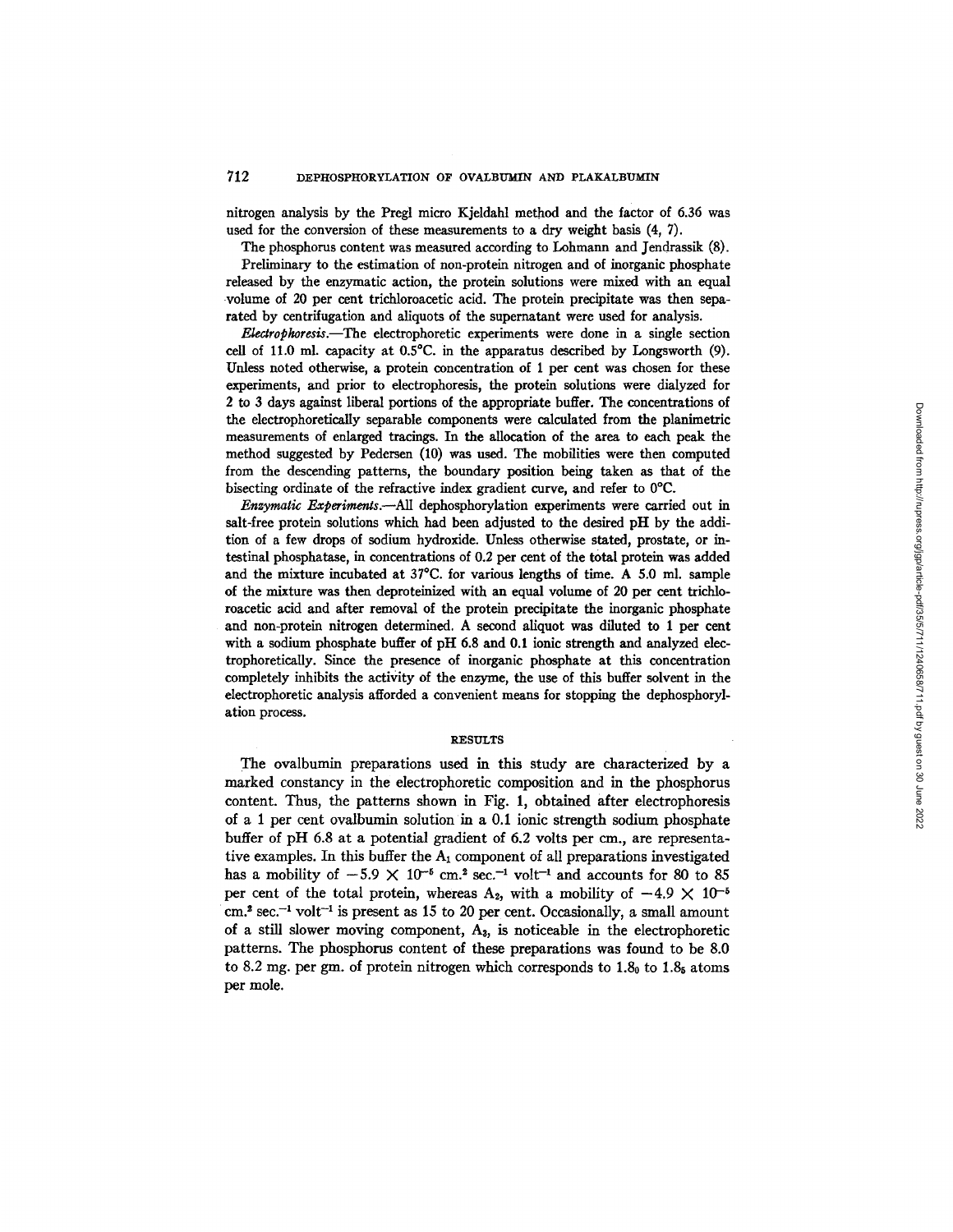nitrogen analysis by the Pregl micro Kjeldahl method and the factor of 6.36 was used for the conversion of these measurements to a dry weight basis (4, 7).

The phosphorus content was measured according to Lohmann and Jendrassik (8).

Preliminary to the estimation of non-protein nitrogen and of inorganic phosphate released by the enzymatic action, the protein solutions were mixed with an equal volume of 20 per cent trichloroacetic acid. The protein precipitate was then separated by centrifugation and aliquots of the supernatant were used for analysis.

*Electrophoresis*.—The electrophoretic experiments were done in a single section cell of 11.0 ml. capacity at 0.5°C. in the apparatus described by Longsworth (9). Unless noted otherwise, a protein concentration of 1 per cent was chosen for these experiments, and prior to electrophoresis, the protein solutions were dialyzed for 2 to 3 days against liberal portions of the appropriate buffer. The concentrations of the electrophoretically separable components were calculated from the planimetric measurements of enlarged tracings. In the allocation of the area to each peak the method suggested by Pedersen (10) was used. The mobilities were then computed from the descending patterns, the boundary position being taken as that of the bisecting ordinate of the refractive index gradient curve, and refer to 0°C.

*Enzymatic Experiments*.—All dephosphorylation experiments were carried out in salt-free protein solutions which had been adjusted to the desired pH by the addition of a few drops of sodium hydroxide. Unless otherwise stated, prostate, or intestinal phosphatase, in concentrations of 0.2 per cent of the total protein was added and the mixture incubated at 37°C. for various lengths of time. A 5.0 ml. sample of the mixture was then deproteinized with an equal volume of 20 per cent trichloroacetic acid and after removal of the protein precipitate the inorganic phosphate and non-protein nitrogen determined. A second aliquot was diluted to 1 per cent with a sodium phosphate buffer of pH 6.8 and 0.1 ionic strength and analyzed electrophoretically. Since the presence of inorganic phosphate at this concentration completely inhibits the activity of the enzyme, the use of this buffer solvent in the electrophoretic analysis afforded a convenient means for stopping the dephosphorylation process.

## RESULTS

The ovalbumin preparations used in this study are characterized by a marked constancy in the electrophoretic composition and in the phosphorus content. Thus, the patterns shown in Fig. 1, obtained after electrophoresis of a 1 per cent ovalbumin solution in a 0.1 ionic strength sodium phosphate buffer of pH 6.8 at a potential gradient of 6.2 volts per cm., are representative examples. In this buffer the $A_1$ component of all preparations investigated has a mobility of $-5.9 \times 10^{-5}$ cm.$^2$ sec.$^{-1}$ volt$^{-1}$ and accounts for 80 to 85 per cent of the total protein, whereas $A_2$, with a mobility of $-4.9 \times 10^{-5}$ cm.$^2$ sec.$^{-1}$ volt$^{-1}$ is present as 15 to 20 per cent. Occasionally, a small amount of a still slower moving component, $A_3$, is noticeable in the electrophoretic patterns. The phosphorus content of these preparations was found to be 8.0 to 8.2 mg. per gm. of protein nitrogen which corresponds to $1.8_0$ to $1.8_5$ atoms per mole.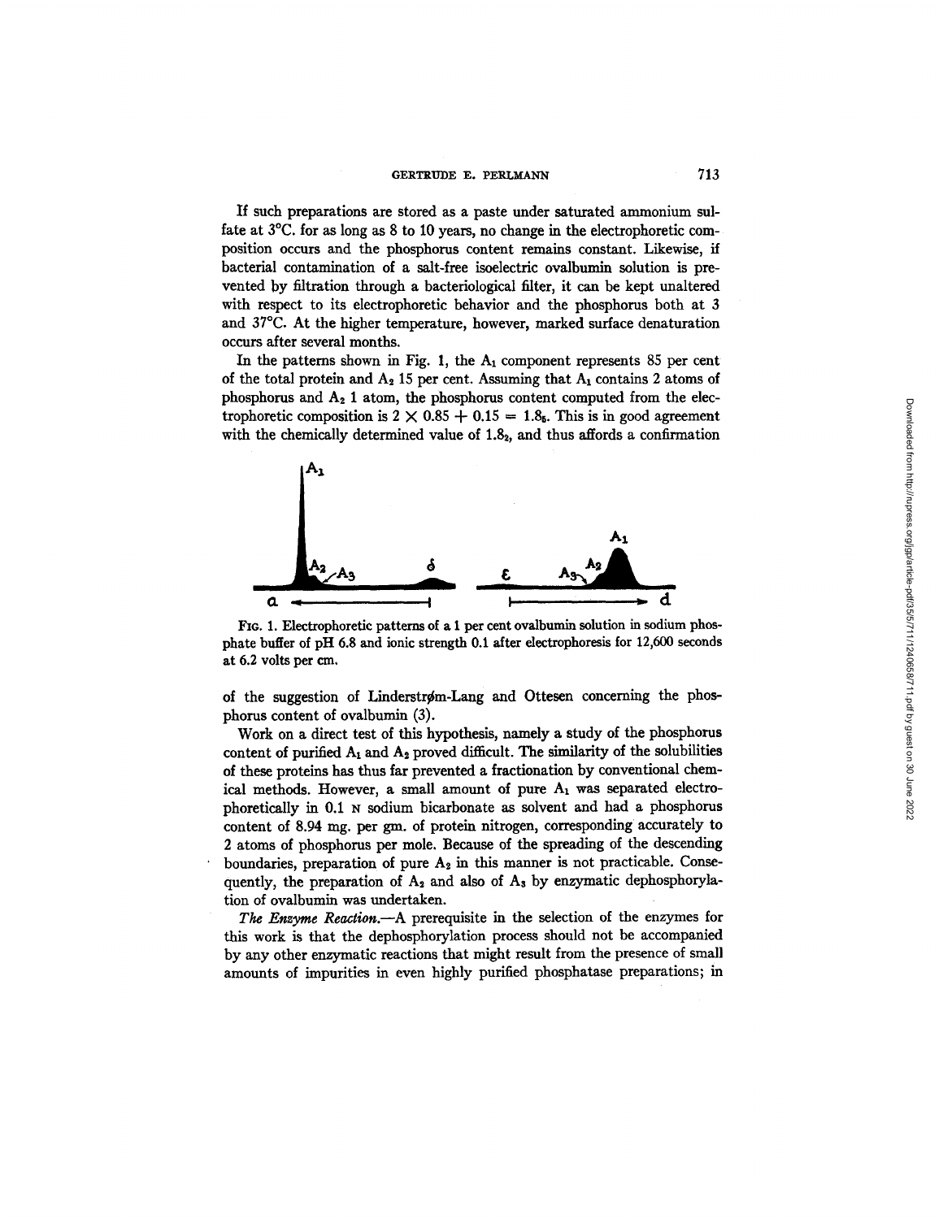If such preparations are stored as a paste under saturated ammonium sulfate at 3°C. for as long as 8 to 10 years, no change in the electrophoretic composition occurs and the phosphorus content remains constant. Likewise, if bacterial contamination of a salt-free isoelectric ovalbumin solution is prevented by filtration through a bacteriological filter, it can be kept unaltered with respect to its electrophoretic behavior and the phosphorus both at 3 and 37°C. At the higher temperature, however, marked surface denaturation occurs after several months.

In the patterns shown in Fig. 1, the $A_1$ component represents 85 per cent of the total protein and $A_2$ 15 per cent. Assuming that $A_1$ contains 2 atoms of phosphorus and $A_2$ 1 atom, the phosphorus content computed from the electrophoretic composition is $2 \times 0.85 + 0.15 = 1.8_5$. This is in good agreement with the chemically determined value of $1.8_2$, and thus affords a confirmation of the suggestion of Linderstrøm-Lang and Ottesen concerning the phosphorus content of ovalbumin (3).

FIG. 1. Electrophoretic patterns of a 1 per cent ovalbumin solution in sodium phosphate buffer of pH 6.8 and ionic strength 0.1 after electrophoresis for 12,600 seconds at 6.2 volts per cm.

Work on a direct test of this hypothesis, namely a study of the phosphorus content of purified $A_1$ and $A_2$ proved difficult. The similarity of the solubilities of these proteins has thus far prevented a fractionation by conventional chemical methods. However, a small amount of pure $A_1$ was separated electrophoretically in 0.1 N sodium bicarbonate as solvent and had a phosphorus content of 8.94 mg. per gm. of protein nitrogen, corresponding accurately to 2 atoms of phosphorus per mole. Because of the spreading of the descending boundaries, preparation of pure $A_2$ in this manner is not practicable. Consequently, the preparation of $A_2$ and also of $A_3$ by enzymatic dephosphorylation of ovalbumin was undertaken.

*The Enzyme Reaction.*—A prerequisite in the selection of the enzymes for this work is that the dephosphorylation process should not be accompanied by any other enzymatic reactions that might result from the presence of small amounts of impurities in even highly purified phosphatase preparations; in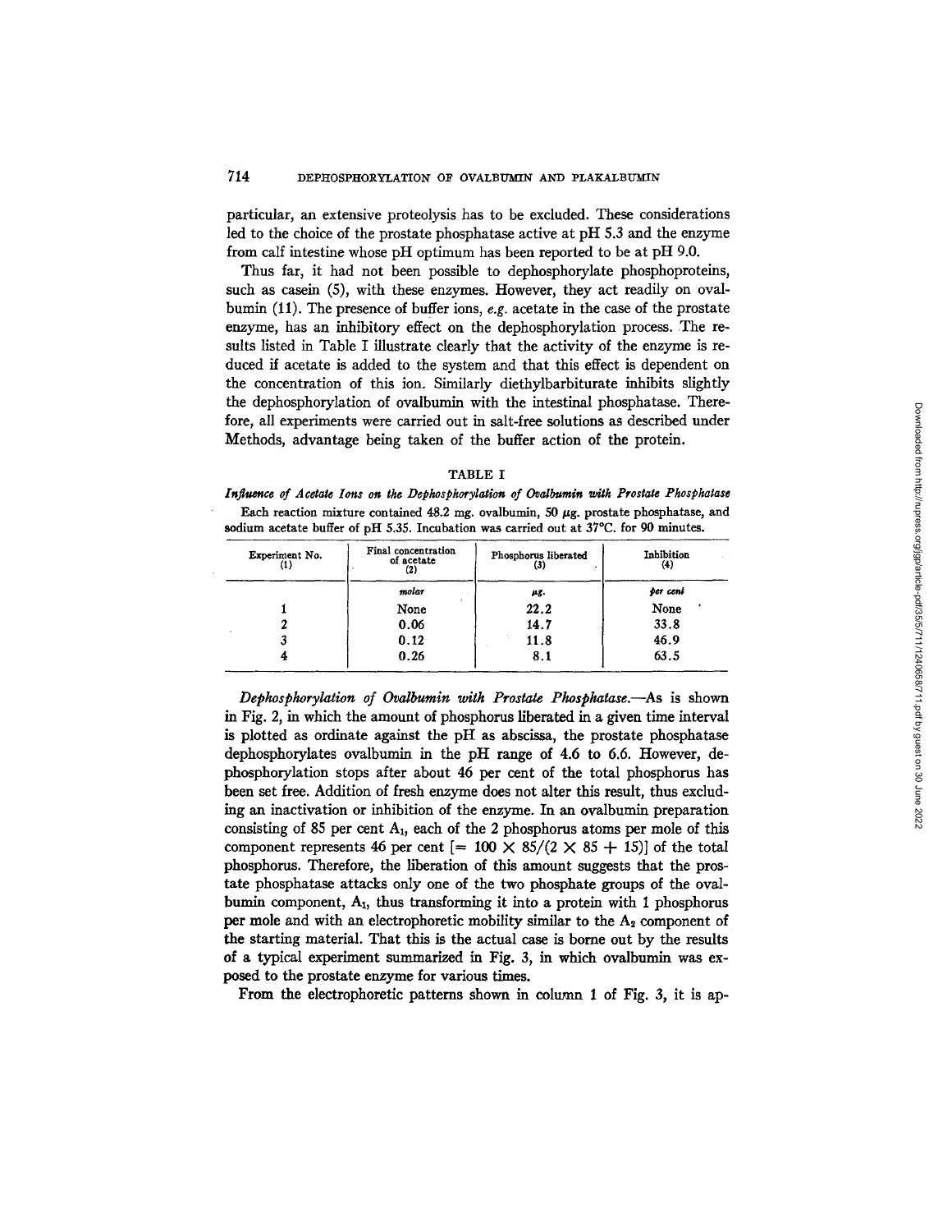particular, an extensive proteolysis has to be excluded. These considerations led to the choice of the prostate phosphatase active at pH 5.3 and the enzyme from calf intestine whose pH optimum has been reported to be at pH 9.0.

Thus far, it had not been possible to dephosphorylate phosphoproteins, such as casein (5), with these enzymes. However, they act readily on ovalbumin (11). The presence of buffer ions, *e.g.* acetate in the case of the prostate enzyme, has an inhibitory effect on the dephosphorylation process. The results listed in Table I illustrate clearly that the activity of the enzyme is reduced if acetate is added to the system and that this effect is dependent on the concentration of this ion. Similarly diethylbarbiturate inhibits slightly the dephosphorylation of ovalbumin with the intestinal phosphatase. Therefore, all experiments were carried out in salt-free solutions as described under Methods, advantage being taken of the buffer action of the protein.

TABLE I

*Influence of Acetate Ions on the Dephosphorylation of Ovalbumin with Prostate Phosphatase*

Each reaction mixture contained 48.2 mg. ovalbumin, 50 μg. prostate phosphatase, and sodium acetate buffer of pH 5.35. Incubation was carried out at 37°C. for 90 minutes.

| Experiment No. (1) | Final concentration of acetate (2) | Phosphorus liberated (3) | Inhibition (4) |
|---|---|---|---|
| | *molar* | *μg.* | *per cent* |
| 1 | None | 22.2 | None |
| 2 | 0.06 | 14.7 | 33.8 |
| 3 | 0.12 | 11.8 | 46.9 |
| 4 | 0.26 | 8.1 | 63.5 |

*Dephosphorylation of Ovalbumin with Prostate Phosphatase.*—As is shown in Fig. 2, in which the amount of phosphorus liberated in a given time interval is plotted as ordinate against the pH as abscissa, the prostate phosphatase dephosphorylates ovalbumin in the pH range of 4.6 to 6.6. However, dephosphorylation stops after about 46 per cent of the total phosphorus has been set free. Addition of fresh enzyme does not alter this result, thus excluding an inactivation or inhibition of the enzyme. In an ovalbumin preparation consisting of 85 per cent $A_1$, each of the 2 phosphorus atoms per mole of this component represents 46 per cent $[= 100 \times 85/(2 \times 85 + 15)]$ of the total phosphorus. Therefore, the liberation of this amount suggests that the prostate phosphatase attacks only one of the two phosphate groups of the ovalbumin component, $A_1$, thus transforming it into a protein with 1 phosphorus per mole and with an electrophoretic mobility similar to the $A_2$ component of the starting material. That this is the actual case is borne out by the results of a typical experiment summarized in Fig. 3, in which ovalbumin was exposed to the prostate enzyme for various times.

From the electrophoretic patterns shown in column 1 of Fig. 3, it is ap-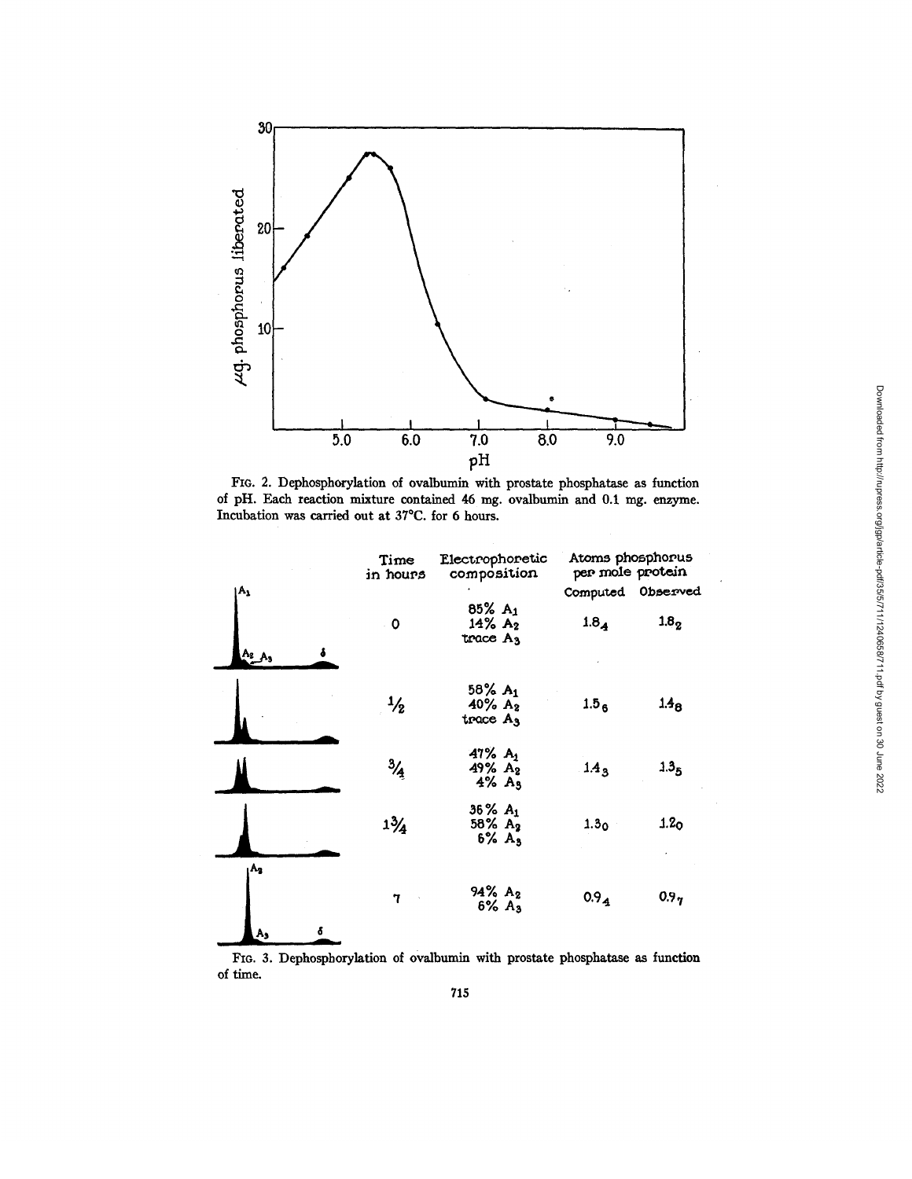FIG. 2. Dephosphorylation of ovalbumin with prostate phosphatase as function of pH. Each reaction mixture contained 46 mg. ovalbumin and 0.1 mg. enzyme. Incubation was carried out at 37°C. for 6 hours.

| Time in hours | Electrophoretic composition | Atoms phosphorus per mole protein | |
|---|---|---|---|
| | | Computed | Observed |
| 0 | 85% $A_1$, 14% $A_2$, trace $A_3$ | $1.8_4$ | $1.8_2$ |
| ½ | 58% $A_1$, 40% $A_2$, trace $A_3$ | $1.5_6$ | $1.4_8$ |
| ¾ | 47% $A_1$, 49% $A_2$, 4% $A_3$ | $1.4_3$ | $1.3_5$ |
| 1¾ | 36% $A_1$, 58% $A_2$, 6% $A_3$ | $1.3_0$ | $1.2_0$ |
| 7 | 94% $A_2$, 6% $A_3$ | $0.9_4$ | $0.9_7$ |

FIG. 3. Dephosphorylation of ovalbumin with prostate phosphatase as function of time.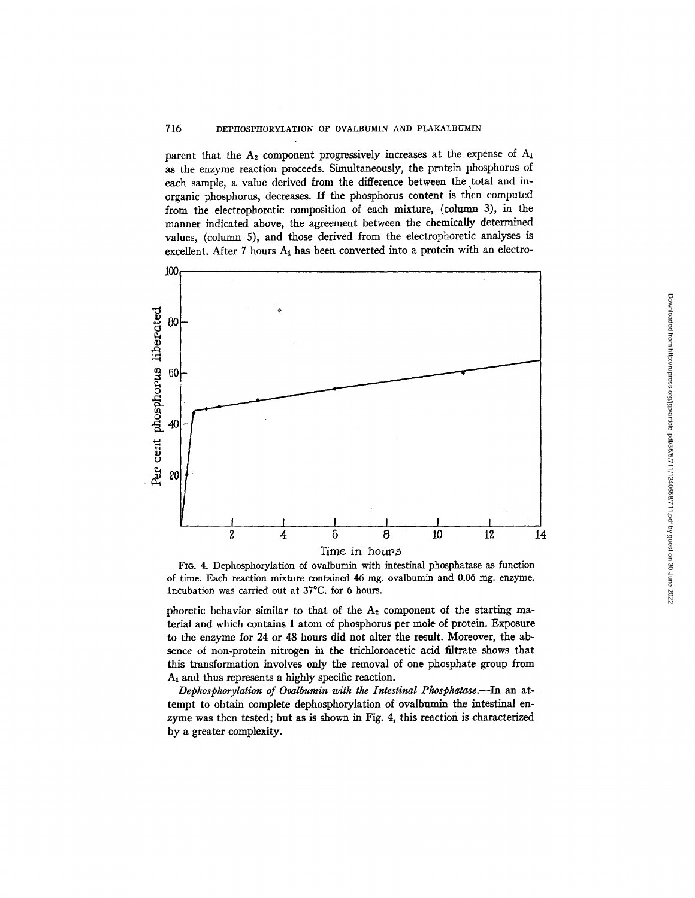parent that the $A_2$ component progressively increases at the expense of $A_1$ as the enzyme reaction proceeds. Simultaneously, the protein phosphorus of each sample, a value derived from the difference between the total and inorganic phosphorus, decreases. If the phosphorus content is then computed from the electrophoretic composition of each mixture, (column 3), in the manner indicated above, the agreement between the chemically determined values, (column 5), and those derived from the electrophoretic analyses is excellent. After 7 hours $A_1$ has been converted into a protein with an electrophoretic behavior similar to that of the $A_2$ component of the starting material and which contains 1 atom of phosphorus per mole of protein. Exposure to the enzyme for 24 or 48 hours did not alter the result. Moreover, the absence of non-protein nitrogen in the trichloroacetic acid filtrate shows that this transformation involves only the removal of one phosphate group from $A_1$ and thus represents a highly specific reaction.

FIG. 4. Dephosphorylation of ovalbumin with intestinal phosphatase as function of time. Each reaction mixture contained 46 mg. ovalbumin and 0.06 mg. enzyme. Incubation was carried out at 37°C. for 6 hours.

*Dephosphorylation of Ovalbumin with the Intestinal Phosphatase.*—In an attempt to obtain complete dephosphorylation of ovalbumin the intestinal enzyme was then tested; but as is shown in Fig. 4, this reaction is characterized by a greater complexity.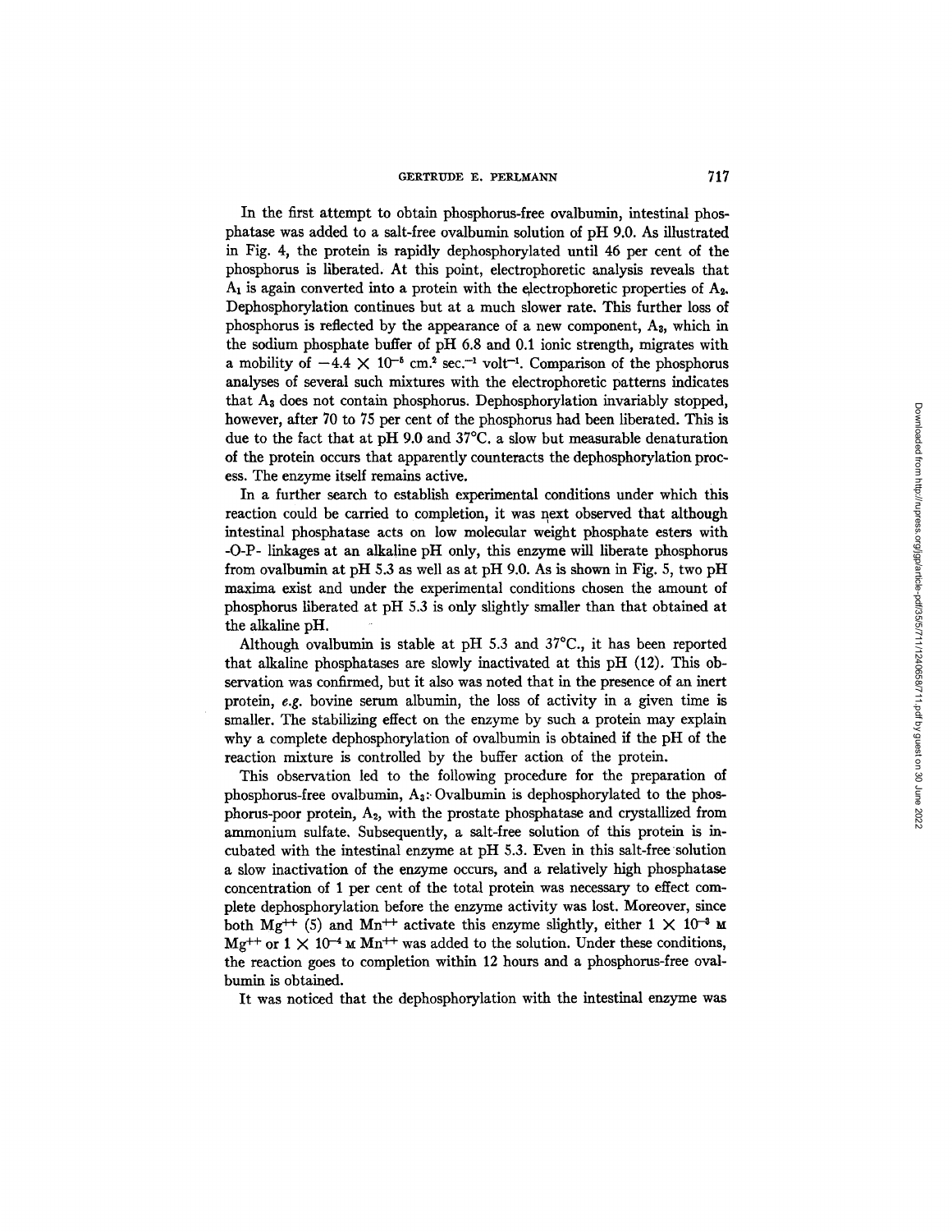In the first attempt to obtain phosphorus-free ovalbumin, intestinal phosphatase was added to a salt-free ovalbumin solution of pH 9.0. As illustrated in Fig. 4, the protein is rapidly dephosphorylated until 46 per cent of the phosphorus is liberated. At this point, electrophoretic analysis reveals that $A_1$ is again converted into a protein with the electrophoretic properties of $A_2$. Dephosphorylation continues but at a much slower rate. This further loss of phosphorus is reflected by the appearance of a new component, $A_3$, which in the sodium phosphate buffer of pH 6.8 and 0.1 ionic strength, migrates with a mobility of $-4.4 \times 10^{-5}$ cm.$^2$ sec.$^{-1}$ volt$^{-1}$. Comparison of the phosphorus analyses of several such mixtures with the electrophoretic patterns indicates that $A_3$ does not contain phosphorus. Dephosphorylation invariably stopped, however, after 70 to 75 per cent of the phosphorus had been liberated. This is due to the fact that at pH 9.0 and 37°C. a slow but measurable denaturation of the protein occurs that apparently counteracts the dephosphorylation process. The enzyme itself remains active.

In a further search to establish experimental conditions under which this reaction could be carried to completion, it was next observed that although intestinal phosphatase acts on low molecular weight phosphate esters with -O-P- linkages at an alkaline pH only, this enzyme will liberate phosphorus from ovalbumin at pH 5.3 as well as at pH 9.0. As is shown in Fig. 5, two pH maxima exist and under the experimental conditions chosen the amount of phosphorus liberated at pH 5.3 is only slightly smaller than that obtained at the alkaline pH.

Although ovalbumin is stable at pH 5.3 and 37°C., it has been reported that alkaline phosphatases are slowly inactivated at this pH (12). This observation was confirmed, but it also was noted that in the presence of an inert protein, *e.g.* bovine serum albumin, the loss of activity in a given time is smaller. The stabilizing effect on the enzyme by such a protein may explain why a complete dephosphorylation of ovalbumin is obtained if the pH of the reaction mixture is controlled by the buffer action of the protein.

This observation led to the following procedure for the preparation of phosphorus-free ovalbumin, $A_3$: Ovalbumin is dephosphorylated to the phosphorus-poor protein, $A_2$, with the prostate phosphatase and crystallized from ammonium sulfate. Subsequently, a salt-free solution of this protein is incubated with the intestinal enzyme at pH 5.3. Even in this salt-free solution a slow inactivation of the enzyme occurs, and a relatively high phosphatase concentration of 1 per cent of the total protein was necessary to effect complete dephosphorylation before the enzyme activity was lost. Moreover, since both $Mg^{++}$ (5) and $Mn^{++}$ activate this enzyme slightly, either $1 \times 10^{-3}$ M $Mg^{++}$ or $1 \times 10^{-4}$ M $Mn^{++}$ was added to the solution. Under these conditions, the reaction goes to completion within 12 hours and a phosphorus-free ovalbumin is obtained.

It was noticed that the dephosphorylation with the intestinal enzyme was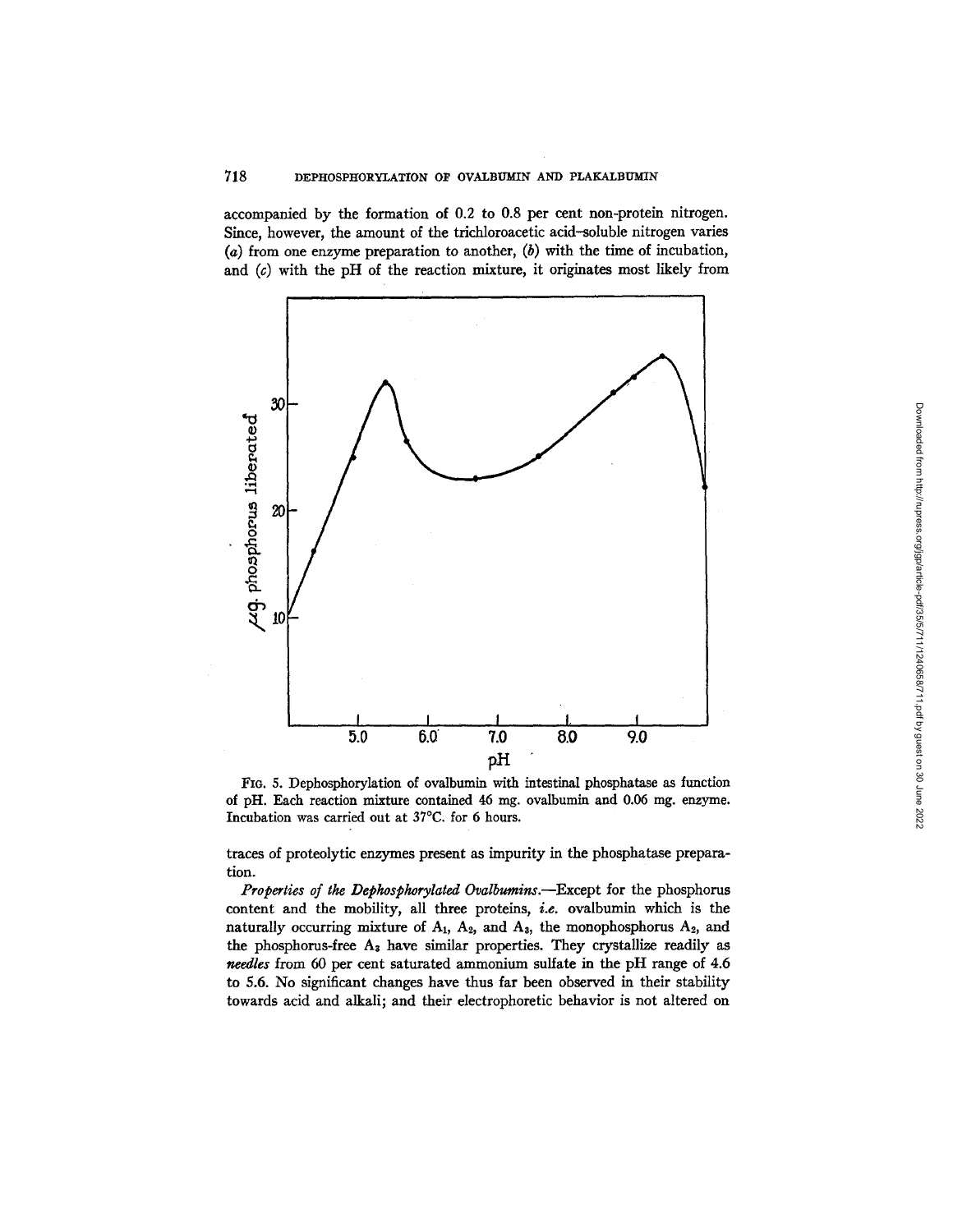accompanied by the formation of 0.2 to 0.8 per cent non-protein nitrogen. Since, however, the amount of the trichloroacetic acid–soluble nitrogen varies (*a*) from one enzyme preparation to another, (*b*) with the time of incubation, and (*c*) with the pH of the reaction mixture, it originates most likely from

FIG. 5. Dephosphorylation of ovalbumin with intestinal phosphatase as function of pH. Each reaction mixture contained 46 mg. ovalbumin and 0.06 mg. enzyme. Incubation was carried out at 37°C. for 6 hours.

traces of proteolytic enzymes present as impurity in the phosphatase preparation.

*Properties of the Dephosphorylated Ovalbumins.*—Except for the phosphorus content and the mobility, all three proteins, *i.e.* ovalbumin which is the naturally occurring mixture of $A_1$, $A_2$, and $A_3$, the monophosphorus $A_2$, and the phosphorus-free $A_3$ have similar properties. They crystallize readily as *needles* from 60 per cent saturated ammonium sulfate in the pH range of 4.6 to 5.6. No significant changes have thus far been observed in their stability towards acid and alkali; and their electrophoretic behavior is not altered on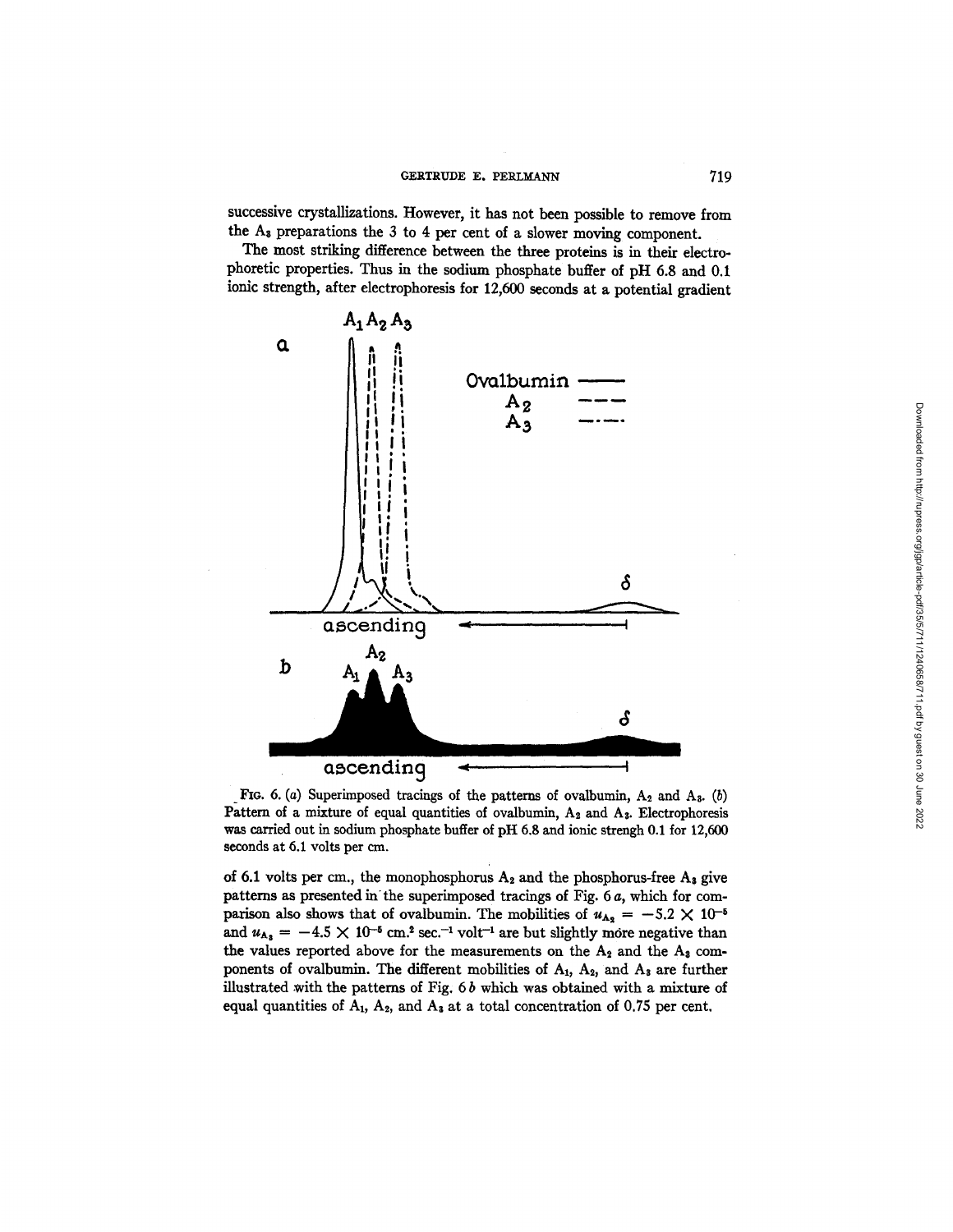successive crystallizations. However, it has not been possible to remove from the $A_3$ preparations the 3 to 4 per cent of a slower moving component.

The most striking difference between the three proteins is in their electrophoretic properties. Thus in the sodium phosphate buffer of pH 6.8 and 0.1 ionic strength, after electrophoresis for 12,600 seconds at a potential gradient

FIG. 6. (*a*) Superimposed tracings of the patterns of ovalbumin, $A_2$ and $A_3$. (*b*) Pattern of a mixture of equal quantities of ovalbumin, $A_2$ and $A_3$. Electrophoresis was carried out in sodium phosphate buffer of pH 6.8 and ionic strengh 0.1 for 12,600 seconds at 6.1 volts per cm.

of 6.1 volts per cm., the monophosphorus $A_2$ and the phosphorus-free $A_3$ give patterns as presented in the superimposed tracings of Fig. 6 *a*, which for comparison also shows that of ovalbumin. The mobilities of $u_{A_2} = -5.2 \times 10^{-5}$ and $u_{A_3} = -4.5 \times 10^{-5}$ cm.$^2$ sec.$^{-1}$ volt$^{-1}$ are but slightly more negative than the values reported above for the measurements on the $A_2$ and the $A_3$ components of ovalbumin. The different mobilities of $A_1$, $A_2$, and $A_3$ are further illustrated with the patterns of Fig. 6 *b* which was obtained with a mixture of equal quantities of $A_1$, $A_2$, and $A_3$ at a total concentration of 0.75 per cent.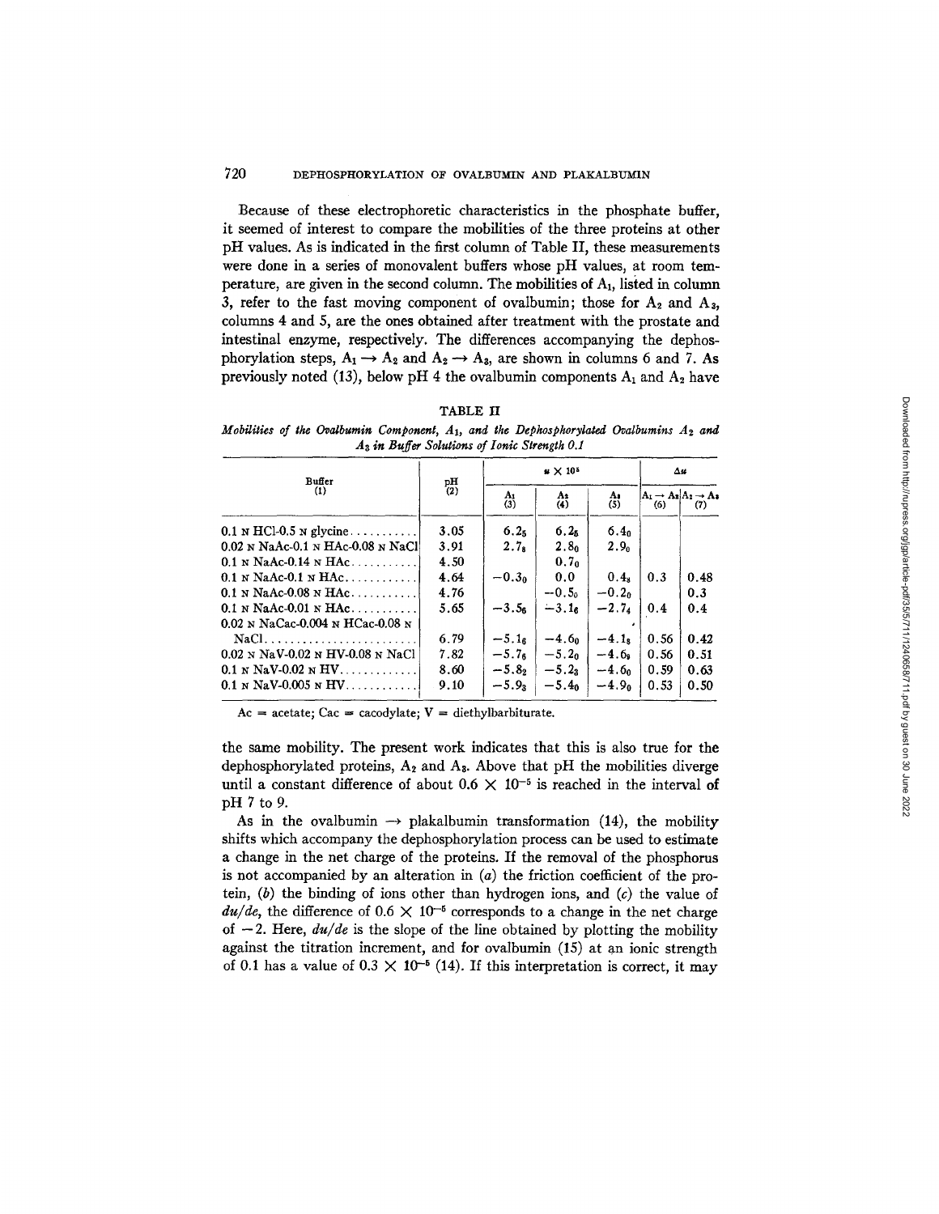Because of these electrophoretic characteristics in the phosphate buffer, it seemed of interest to compare the mobilities of the three proteins at other pH values. As is indicated in the first column of Table II, these measurements were done in a series of monovalent buffers whose pH values, at room temperature, are given in the second column. The mobilities of $A_1$, listed in column 3, refer to the fast moving component of ovalbumin; those for $A_2$ and $A_3$, columns 4 and 5, are the ones obtained after treatment with the prostate and intestinal enzyme, respectively. The differences accompanying the dephosphorylation steps, $A_1 \rightarrow A_2$ and $A_2 \rightarrow A_3$, are shown in columns 6 and 7. As previously noted (13), below pH 4 the ovalbumin components $A_1$ and $A_2$ have

TABLE II

*Mobilities of the Ovalbumin Component, $A_1$, and the Dephosphorylated Ovalbumins $A_2$ and $A_3$ in Buffer Solutions of Ionic Strength 0.1*

| Buffer (1) | pH (2) | $u \times 10^5$ | | | $\Delta u$ | |
|---|---|---|---|---|---|---|
| | | $A_1$ (3) | $A_2$ (4) | $A_3$ (5) | $A_1 \rightarrow A_2$ (6) | $A_2 \rightarrow A_3$ (7) |
| 0.1 N HCl-0.5 N glycine | 3.05 | 6.25 | 6.25 | 6.40 | | |
| 0.02 N NaAc-0.1 N HAc-0.08 N NaCl | 3.91 | 2.78 | 2.80 | 2.90 | | |
| 0.1 N NaAc-0.14 N HAc | 4.50 | | 0.70 | | | |
| 0.1 N NaAc-0.1 N HAc | 4.64 | −0.30 | 0.0 | 0.48 | 0.3 | 0.48 |
| 0.1 N NaAc-0.08 N HAc | 4.76 | | −0.50 | −0.20 | | 0.3 |
| 0.1 N NaAc-0.01 N HAc | 5.65 | −3.56 | −3.16 | −2.74 | 0.4 | 0.4 |
| 0.02 N NaCac-0.004 N HCac-0.08 N NaCl | 6.79 | −5.16 | −4.60 | −4.18 | 0.56 | 0.42 |
| 0.02 N NaV-0.02 N HV-0.08 N NaCl | 7.82 | −5.76 | −5.20 | −4.69 | 0.56 | 0.51 |
| 0.1 N NaV-0.02 N HV | 8.60 | −5.82 | −5.23 | −4.60 | 0.59 | 0.63 |
| 0.1 N NaV-0.005 N HV | 9.10 | −5.93 | −5.40 | −4.90 | 0.53 | 0.50 |

Ac = acetate; Cac = cacodylate; V = diethylbarbiturate.

the same mobility. The present work indicates that this is also true for the dephosphorylated proteins, $A_2$ and $A_3$. Above that pH the mobilities diverge until a constant difference of about $0.6 \times 10^{-5}$ is reached in the interval of pH 7 to 9.

As in the ovalbumin → plakalbumin transformation (14), the mobility shifts which accompany the dephosphorylation process can be used to estimate a change in the net charge of the proteins. If the removal of the phosphorus is not accompanied by an alteration in (*a*) the friction coefficient of the protein, (*b*) the binding of ions other than hydrogen ions, and (*c*) the value of $du/de$, the difference of $0.6 \times 10^{-5}$ corresponds to a change in the net charge of −2. Here, $du/de$ is the slope of the line obtained by plotting the mobility against the titration increment, and for ovalbumin (15) at an ionic strength of 0.1 has a value of $0.3 \times 10^{-5}$ (14). If this interpretation is correct, it may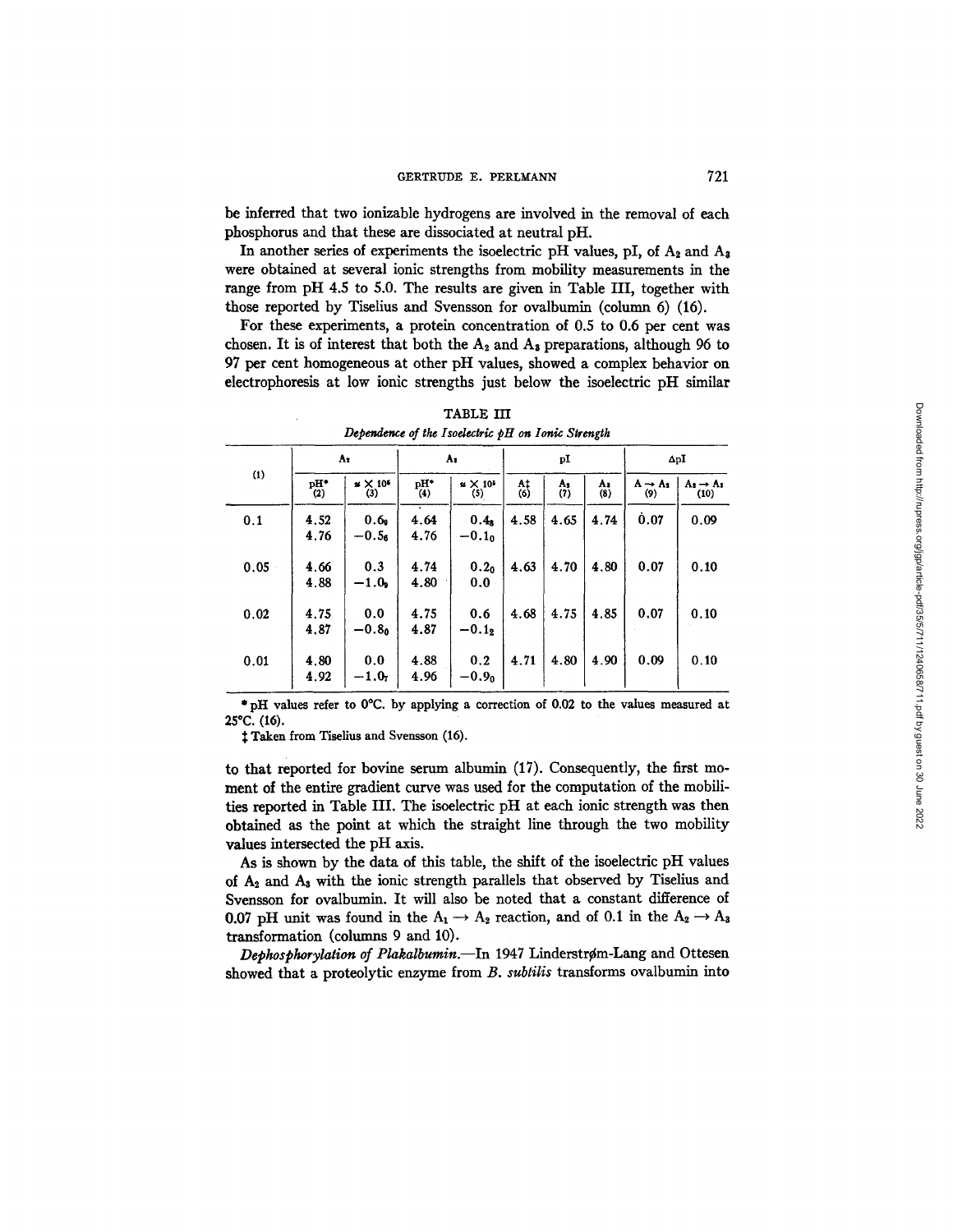be inferred that two ionizable hydrogens are involved in the removal of each phosphorus and that these are dissociated at neutral pH.

In another series of experiments the isoelectric pH values, pI, of $A_2$ and $A_3$ were obtained at several ionic strengths from mobility measurements in the range from pH 4.5 to 5.0. The results are given in Table III, together with those reported by Tiselius and Svensson for ovalbumin (column 6) (16).

For these experiments, a protein concentration of 0.5 to 0.6 per cent was chosen. It is of interest that both the $A_2$ and $A_3$ preparations, although 96 to 97 per cent homogeneous at other pH values, showed a complex behavior on electrophoresis at low ionic strengths just below the isoelectric pH similar

TABLE III

*Dependence of the Isoelectric pH on Ionic Strength*

| (1) | $A_2$ | | $A_3$ | | pI | | | ΔpI | |
|---|---|---|---|---|---|---|---|---|---|
| | pH* (2) | $u \times 10^5$ (3) | pH* (4) | $u \times 10^5$ (5) | A‡ (6) | $A_2$ (7) | $A_3$ (8) | $A \rightarrow A_2$ (9) | $A_2 \rightarrow A_3$ (10) |
| 0.1 | 4.52<br>4.76 | $0.6_9$<br>$-0.5_6$ | 4.64<br>4.76 | $0.4_8$<br>$-0.1_0$ | 4.58 | 4.65 | 4.74 | 0.07 | 0.09 |
| 0.05 | 4.66<br>4.88 | 0.3<br>$-1.0_9$ | 4.74<br>4.80 | $0.2_0$<br>0.0 | 4.63 | 4.70 | 4.80 | 0.07 | 0.10 |
| 0.02 | 4.75<br>4.87 | 0.0<br>$-0.8_0$ | 4.75<br>4.87 | 0.6<br>$-0.1_2$ | 4.68 | 4.75 | 4.85 | 0.07 | 0.10 |
| 0.01 | 4.80<br>4.92 | 0.0<br>$-1.0_7$ | 4.88<br>4.96 | 0.2<br>$-0.9_0$ | 4.71 | 4.80 | 4.90 | 0.09 | 0.10 |

\* pH values refer to 0°C. by applying a correction of 0.02 to the values measured at 25°C. (16).

‡ Taken from Tiselius and Svensson (16).

to that reported for bovine serum albumin (17). Consequently, the first moment of the entire gradient curve was used for the computation of the mobilities reported in Table III. The isoelectric pH at each ionic strength was then obtained as the point at which the straight line through the two mobility values intersected the pH axis.

As is shown by the data of this table, the shift of the isoelectric pH values of $A_2$ and $A_3$ with the ionic strength parallels that observed by Tiselius and Svensson for ovalbumin. It will also be noted that a constant difference of 0.07 pH unit was found in the $A_1 \rightarrow A_2$ reaction, and of 0.1 in the $A_2 \rightarrow A_3$ transformation (columns 9 and 10).

*Dephosphorylation of Plakalbumin.*—In 1947 Linderstrøm-Lang and Ottesen showed that a proteolytic enzyme from *B. subtilis* transforms ovalbumin into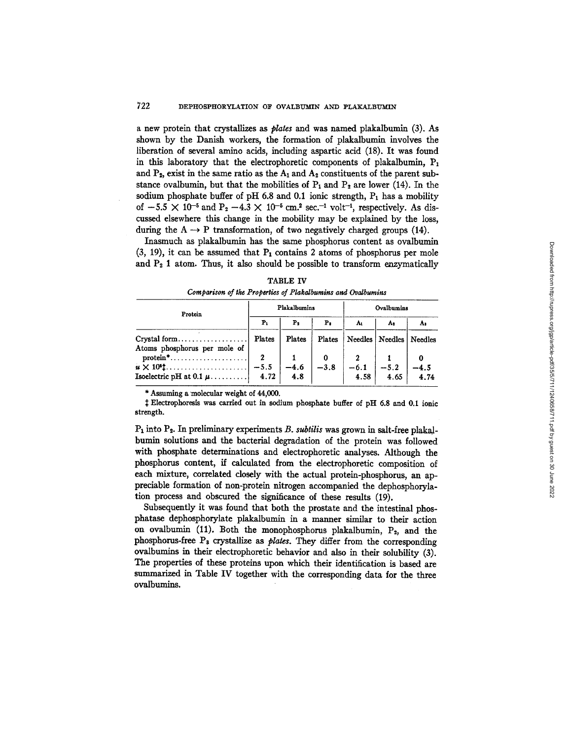a new protein that crystallizes as *plates* and was named plakalbumin (3). As shown by the Danish workers, the formation of plakalbumin involves the liberation of several amino acids, including aspartic acid (18). It was found in this laboratory that the electrophoretic components of plakalbumin, $P_1$ and $P_2$, exist in the same ratio as the $A_1$ and $A_2$ constituents of the parent substance ovalbumin, but that the mobilities of $P_1$ and $P_2$ are lower (14). In the sodium phosphate buffer of pH 6.8 and 0.1 ionic strength, $P_1$ has a mobility of $-5.5 \times 10^{-5}$ and $P_2$ $-4.3 \times 10^{-5}$ cm.$^2$ sec.$^{-1}$ volt$^{-1}$, respectively. As discussed elsewhere this change in the mobility may be explained by the loss, during the $A \rightarrow P$ transformation, of two negatively charged groups (14).

Inasmuch as plakalbumin has the same phosphorus content as ovalbumin (3, 19), it can be assumed that $P_1$ contains 2 atoms of phosphorus per mole and $P_2$ 1 atom. Thus, it also should be possible to transform enzymatically $P_1$ into $P_2$. In preliminary experiments *B. subtilis* was grown in salt-free plakalbumin solutions and the bacterial degradation of the protein was followed with phosphate determinations and electrophoretic analyses. Although the phosphorus content, if calculated from the electrophoretic composition of each mixture, correlated closely with the actual protein-phosphorus, an appreciable formation of non-protein nitrogen accompanied the dephosphorylation process and obscured the significance of these results (19).

TABLE IV

*Comparison of the Properties of Plakalbumins and Ovalbumins*

| Protein | Plakalbumins | | | Ovalbumins | | |
|---|---|---|---|---|---|---|
| | $P_1$ | $P_2$ | $P_3$ | $A_1$ | $A_2$ | $A_3$ |
| Crystal form | Plates | Plates | Plates | Needles | Needles | Needles |
| Atoms phosphorus per mole of protein* | 2 | 1 | 0 | 2 | 1 | 0 |
| $u \times 10^5$‡ | −5.5 | −4.6 | −3.8 | −6.1 | −5.2 | −4.5 |
| Isoelectric pH at 0.1 $\mu$ | 4.72 | 4.8 | | 4.58 | 4.65 | 4.74 |

\* Assuming a molecular weight of 44,000.

‡ Electrophoresis was carried out in sodium phosphate buffer of pH 6.8 and 0.1 ionic strength.

Subsequently it was found that both the prostate and the intestinal phosphatase dephosphorylate plakalbumin in a manner similar to their action on ovalbumin (11). Both the monophosphorus plakalbumin, $P_2$, and the phosphorus-free $P_3$ crystallize as *plates*. They differ from the corresponding ovalbumins in their electrophoretic behavior and also in their solubility (3). The properties of these proteins upon which their identification is based are summarized in Table IV together with the corresponding data for the three ovalbumins.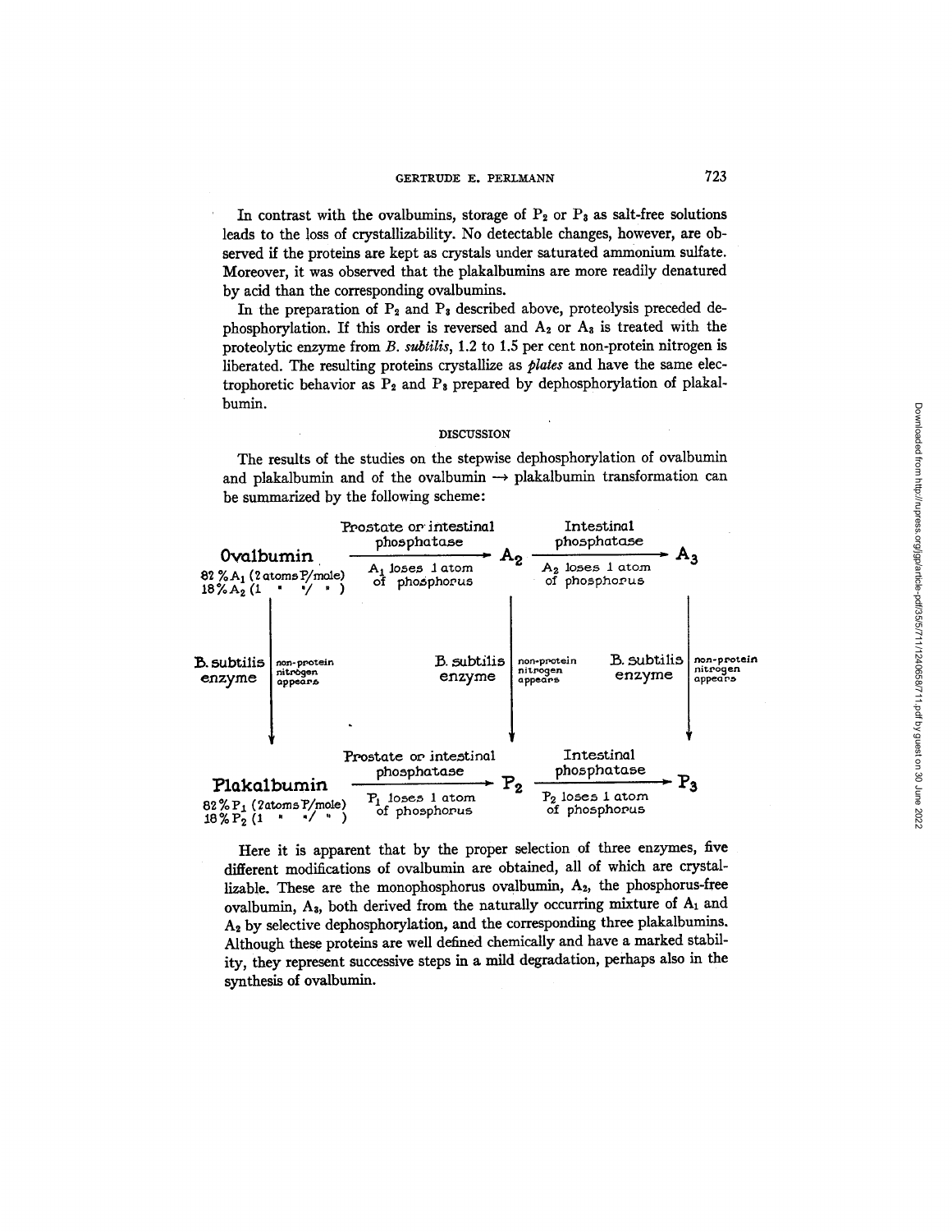In contrast with the ovalbumins, storage of $P_2$ or $P_3$ as salt-free solutions leads to the loss of crystallizability. No detectable changes, however, are observed if the proteins are kept as crystals under saturated ammonium sulfate. Moreover, it was observed that the plakalbumins are more readily denatured by acid than the corresponding ovalbumins.

In the preparation of $P_2$ and $P_3$ described above, proteolysis preceded dephosphorylation. If this order is reversed and $A_2$ or $A_3$ is treated with the proteolytic enzyme from *B. subtilis*, 1.2 to 1.5 per cent non-protein nitrogen is liberated. The resulting proteins crystallize as *plates* and have the same electrophoretic behavior as $P_2$ and $P_3$ prepared by dephosphorylation of plakalbumin.

## DISCUSSION

The results of the studies on the stepwise dephosphorylation of ovalbumin and plakalbumin and of the ovalbumin → plakalbumin transformation can be summarized by the following scheme:

```
Ovalbumin                  Prostate or intestinal         A2        Intestinal              A3
82 % A1 (2 atoms P/mole)   phosphatase  ------------->          phosphatase  ----------->
18 % A2 (1  "   "/ " )     A1 loses 1 atom                      A2 loses 1 atom
                           of phosphorus                        of phosphorus
   |                                                   |                              |
B. subtilis | non-protein           B. subtilis | non-protein     B. subtilis | non-protein
enzyme      | nitrogen              enzyme      | nitrogen        enzyme      | nitrogen
            | appears                           | appears                     | appears
   v                                                   v                              v
Plakalbumin                Prostate or intestinal         P2        Intestinal              P3
82 % P1 (2 atoms P/mole)   phosphatase  ------------->          phosphatase  ----------->
18 % P2 (1  "   "/ " )     P1 loses 1 atom                      P2 loses 1 atom
                           of phosphorus                        of phosphorus
```

Here it is apparent that by the proper selection of three enzymes, five different modifications of ovalbumin are obtained, all of which are crystallizable. These are the monophosphorus ovalbumin, $A_2$, the phosphorus-free ovalbumin, $A_3$, both derived from the naturally occurring mixture of $A_1$ and $A_2$ by selective dephosphorylation, and the corresponding three plakalbumins. Although these proteins are well defined chemically and have a marked stability, they represent successive steps in a mild degradation, perhaps also in the synthesis of ovalbumin.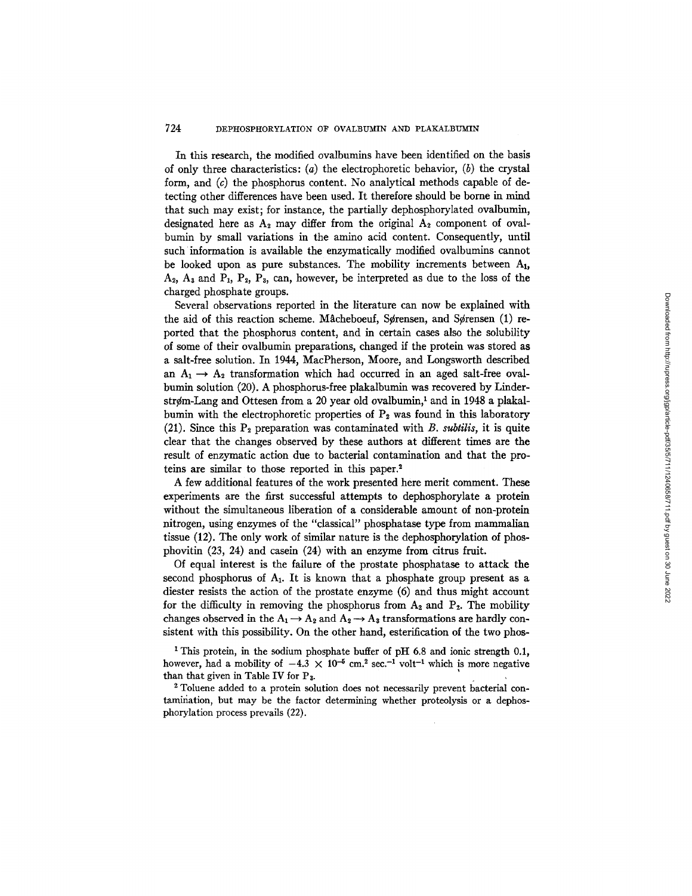In this research, the modified ovalbumins have been identified on the basis of only three characteristics: (*a*) the electrophoretic behavior, (*b*) the crystal form, and (*c*) the phosphorus content. No analytical methods capable of detecting other differences have been used. It therefore should be borne in mind that such may exist; for instance, the partially dephosphorylated ovalbumin, designated here as $A_2$ may differ from the original $A_2$ component of ovalbumin by small variations in the amino acid content. Consequently, until such information is available the enzymatically modified ovalbumins cannot be looked upon as pure substances. The mobility increments between $A_1$, $A_2$, $A_3$ and $P_1$, $P_2$, $P_3$, can, however, be interpreted as due to the loss of the charged phosphate groups.

Several observations reported in the literature can now be explained with the aid of this reaction scheme. Mâcheboeuf, Sørensen, and Sørensen (1) reported that the phosphorus content, and in certain cases also the solubility of some of their ovalbumin preparations, changed if the protein was stored as a salt-free solution. In 1944, MacPherson, Moore, and Longsworth described an $A_1 \rightarrow A_2$ transformation which had occurred in an aged salt-free ovalbumin solution (20). A phosphorus-free plakalbumin was recovered by Linderstrøm-Lang and Ottesen from a 20 year old ovalbumin,[1] and in 1948 a plakalbumin with the electrophoretic properties of $P_2$ was found in this laboratory (21). Since this $P_2$ preparation was contaminated with *B. subtilis*, it is quite clear that the changes observed by these authors at different times are the result of enzymatic action due to bacterial contamination and that the proteins are similar to those reported in this paper.[2]

A few additional features of the work presented here merit comment. These experiments are the first successful attempts to dephosphorylate a protein without the simultaneous liberation of a considerable amount of non-protein nitrogen, using enzymes of the "classical" phosphatase type from mammalian tissue (12). The only work of similar nature is the dephosphorylation of phosphovitin (23, 24) and casein (24) with an enzyme from citrus fruit.

Of equal interest is the failure of the prostate phosphatase to attack the second phosphorus of $A_1$. It is known that a phosphate group present as a diester resists the action of the prostate enzyme (6) and thus might account for the difficulty in removing the phosphorus from $A_2$ and $P_2$. The mobility changes observed in the $A_1 \rightarrow A_2$ and $A_2 \rightarrow A_3$ transformations are hardly consistent with this possibility. On the other hand, esterification of the two phos-

[1] This protein, in the sodium phosphate buffer of pH 6.8 and ionic strength 0.1, however, had a mobility of $-4.3 \times 10^{-5}$ cm.$^2$ sec.$^{-1}$ volt$^{-1}$ which is more negative than that given in Table IV for $P_3$.

[2] Toluene added to a protein solution does not necessarily prevent bacterial contamination, but may be the factor determining whether proteolysis or a dephosphorylation process prevails (22).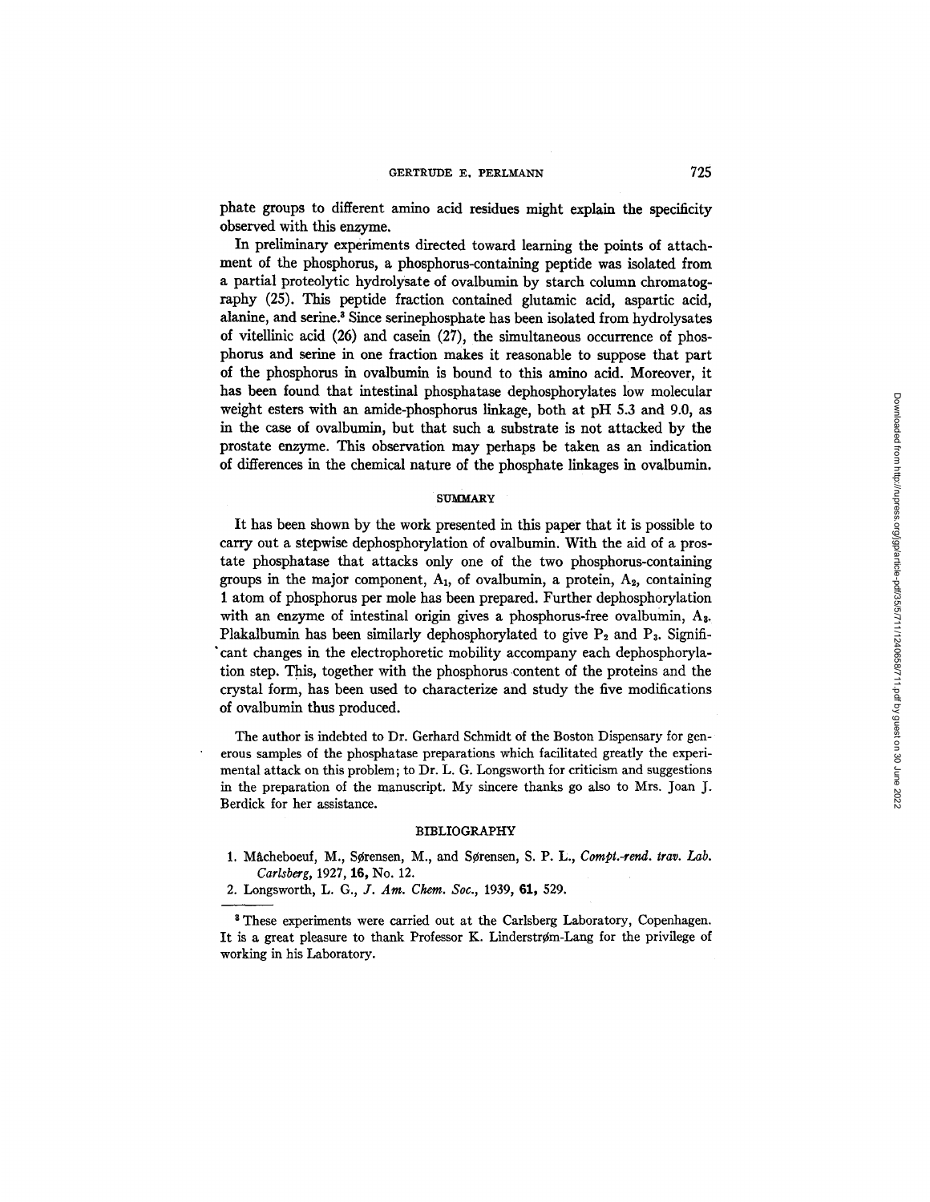phate groups to different amino acid residues might explain the specificity observed with this enzyme.

In preliminary experiments directed toward learning the points of attachment of the phosphorus, a phosphorus-containing peptide was isolated from a partial proteolytic hydrolysate of ovalbumin by starch column chromatography (25). This peptide fraction contained glutamic acid, aspartic acid, alanine, and serine.[3] Since serinephosphate has been isolated from hydrolysates of vitellinic acid (26) and casein (27), the simultaneous occurrence of phosphorus and serine in one fraction makes it reasonable to suppose that part of the phosphorus in ovalbumin is bound to this amino acid. Moreover, it has been found that intestinal phosphatase dephosphorylates low molecular weight esters with an amide-phosphorus linkage, both at pH 5.3 and 9.0, as in the case of ovalbumin, but that such a substrate is not attacked by the prostate enzyme. This observation may perhaps be taken as an indication of differences in the chemical nature of the phosphate linkages in ovalbumin.

## SUMMARY

It has been shown by the work presented in this paper that it is possible to carry out a stepwise dephosphorylation of ovalbumin. With the aid of a prostate phosphatase that attacks only one of the two phosphorus-containing groups in the major component, $A_1$, of ovalbumin, a protein, $A_2$, containing 1 atom of phosphorus per mole has been prepared. Further dephosphorylation with an enzyme of intestinal origin gives a phosphorus-free ovalbumin, $A_3$. Plakalbumin has been similarly dephosphorylated to give $P_2$ and $P_3$. Significant changes in the electrophoretic mobility accompany each dephosphorylation step. This, together with the phosphorus content of the proteins and the crystal form, has been used to characterize and study the five modifications of ovalbumin thus produced.

The author is indebted to Dr. Gerhard Schmidt of the Boston Dispensary for generous samples of the phosphatase preparations which facilitated greatly the experimental attack on this problem; to Dr. L. G. Longsworth for criticism and suggestions in the preparation of the manuscript. My sincere thanks go also to Mrs. Joan J. Berdick for her assistance.

## BIBLIOGRAPHY

1. Mâcheboeuf, M., Sørensen, M., and Sørensen, S. P. L., *Compt.-rend. trav. Lab. Carlsberg*, 1927, **16**, No. 12.
2. Longsworth, L. G., *J. Am. Chem. Soc.*, 1939, **61**, 529.

[3] These experiments were carried out at the Carlsberg Laboratory, Copenhagen. It is a great pleasure to thank Professor K. Linderstrøm-Lang for the privilege of working in his Laboratory.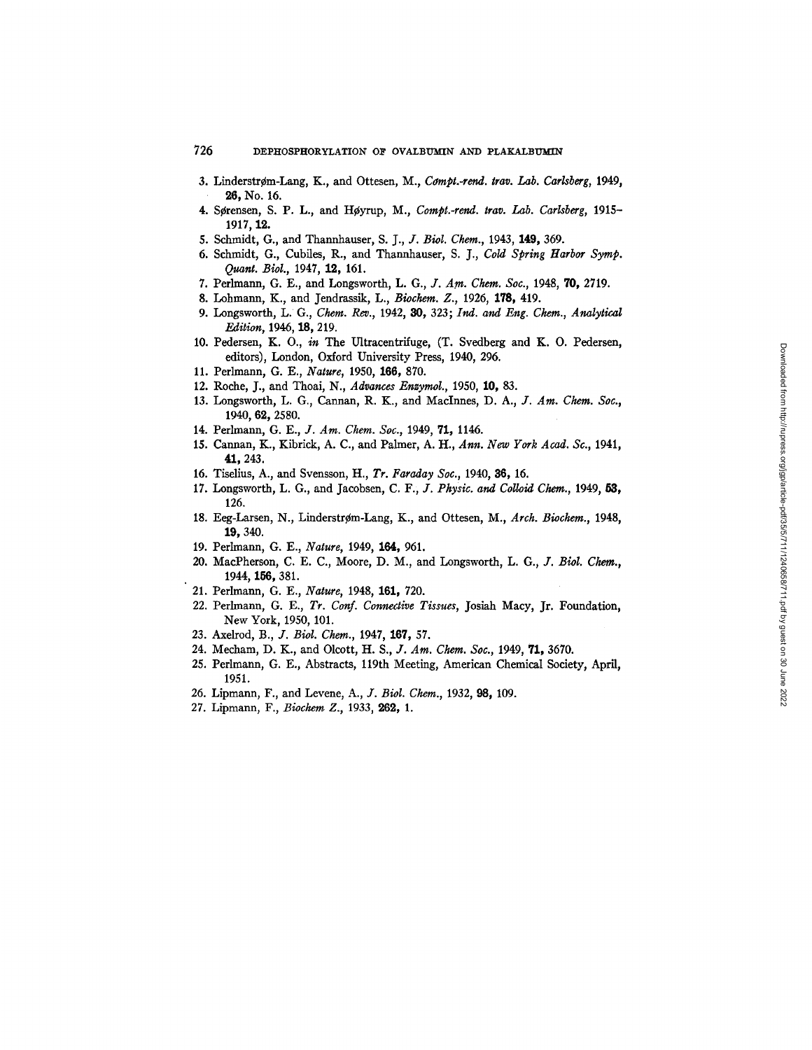3. Linderstrøm-Lang, K., and Ottesen, M., *Compt.-rend. trav. Lab. Carlsberg*, 1949, **26**, No. 16.
4. Sørensen, S. P. L., and Høyrup, M., *Compt.-rend. trav. Lab. Carlsberg*, 1915–1917, **12**.
5. Schmidt, G., and Thannhauser, S. J., *J. Biol. Chem.*, 1943, **149**, 369.
6. Schmidt, G., Cubiles, R., and Thannhauser, S. J., *Cold Spring Harbor Symp. Quant. Biol.*, 1947, **12**, 161.
7. Perlmann, G. E., and Longsworth, L. G., *J. Am. Chem. Soc.*, 1948, **70**, 2719.
8. Lohmann, K., and Jendrassik, L., *Biochem. Z.*, 1926, **178**, 419.
9. Longsworth, L. G., *Chem. Rev.*, 1942, **30**, 323; *Ind. and Eng. Chem., Analytical Edition*, 1946, **18**, 219.
10. Pedersen, K. O., *in* The Ultracentrifuge, (T. Svedberg and K. O. Pedersen, editors), London, Oxford University Press, 1940, 296.
11. Perlmann, G. E., *Nature*, 1950, **166**, 870.
12. Roche, J., and Thoai, N., *Advances Enzymol.*, 1950, **10**, 83.
13. Longsworth, L. G., Cannan, R. K., and MacInnes, D. A., *J. Am. Chem. Soc.*, 1940, **62**, 2580.
14. Perlmann, G. E., *J. Am. Chem. Soc.*, 1949, **71**, 1146.
15. Cannan, K., Kibrick, A. C., and Palmer, A. H., *Ann. New York Acad. Sc.*, 1941, **41**, 243.
16. Tiselius, A., and Svensson, H., *Tr. Faraday Soc.*, 1940, **36**, 16.
17. Longsworth, L. G., and Jacobsen, C. F., *J. Physic. and Colloid Chem.*, 1949, **53**, 126.
18. Eeg-Larsen, N., Linderstrøm-Lang, K., and Ottesen, M., *Arch. Biochem.*, 1948, **19**, 340.
19. Perlmann, G. E., *Nature*, 1949, **164**, 961.
20. MacPherson, C. E. C., Moore, D. M., and Longsworth, L. G., *J. Biol. Chem.*, 1944, **156**, 381.
21. Perlmann, G. E., *Nature*, 1948, **161**, 720.
22. Perlmann, G. E., *Tr. Conf. Connective Tissues*, Josiah Macy, Jr. Foundation, New York, 1950, 101.
23. Axelrod, B., *J. Biol. Chem.*, 1947, **167**, 57.
24. Mecham, D. K., and Olcott, H. S., *J. Am. Chem. Soc.*, 1949, **71**, 3670.
25. Perlmann, G. E., Abstracts, 119th Meeting, American Chemical Society, April, 1951.
26. Lipmann, F., and Levene, A., *J. Biol. Chem.*, 1932, **98**, 109.
27. Lipmann, F., *Biochem Z.*, 1933, **262**, 1.